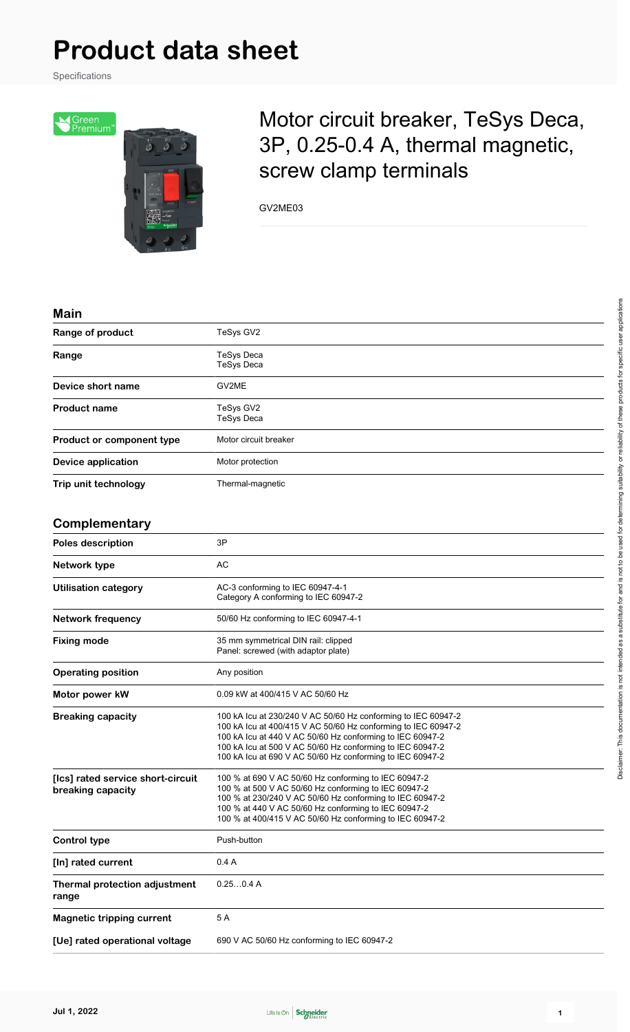# Product data sheet

Specifications

## Motor circuit breaker, TeSys Deca, 3P, 0.25-0.4 A, thermal magnetic, screw clamp terminals

GV2ME03

### Main

| | |
|---|---|
| **Range of product** | TeSys GV2 |
| **Range** | TeSys Deca<br>TeSys Deca |
| **Device short name** | GV2ME |
| **Product name** | TeSys GV2<br>TeSys Deca |
| **Product or component type** | Motor circuit breaker |
| **Device application** | Motor protection |
| **Trip unit technology** | Thermal-magnetic |

### Complementary

| | |
|---|---|
| **Poles description** | 3P |
| **Network type** | AC |
| **Utilisation category** | AC-3 conforming to IEC 60947-4-1<br>Category A conforming to IEC 60947-2 |
| **Network frequency** | 50/60 Hz conforming to IEC 60947-4-1 |
| **Fixing mode** | 35 mm symmetrical DIN rail: clipped<br>Panel: screwed (with adaptor plate) |
| **Operating position** | Any position |
| **Motor power kW** | 0.09 kW at 400/415 V AC 50/60 Hz |
| **Breaking capacity** | 100 kA Icu at 230/240 V AC 50/60 Hz conforming to IEC 60947-2<br>100 kA Icu at 400/415 V AC 50/60 Hz conforming to IEC 60947-2<br>100 kA Icu at 440 V AC 50/60 Hz conforming to IEC 60947-2<br>100 kA Icu at 500 V AC 50/60 Hz conforming to IEC 60947-2<br>100 kA Icu at 690 V AC 50/60 Hz conforming to IEC 60947-2 |
| **[Ics] rated service short-circuit breaking capacity** | 100 % at 690 V AC 50/60 Hz conforming to IEC 60947-2<br>100 % at 500 V AC 50/60 Hz conforming to IEC 60947-2<br>100 % at 230/240 V AC 50/60 Hz conforming to IEC 60947-2<br>100 % at 440 V AC 50/60 Hz conforming to IEC 60947-2<br>100 % at 400/415 V AC 50/60 Hz conforming to IEC 60947-2 |
| **Control type** | Push-button |
| **[In] rated current** | 0.4 A |
| **Thermal protection adjustment range** | 0.25…0.4 A |
| **Magnetic tripping current** | 5 A |
| **[Ue] rated operational voltage** | 690 V AC 50/60 Hz conforming to IEC 60947-2 |

Disclaimer: This documentation is not intended as a substitute for and is not to be used for determining suitability or reliability of these products for specific user applications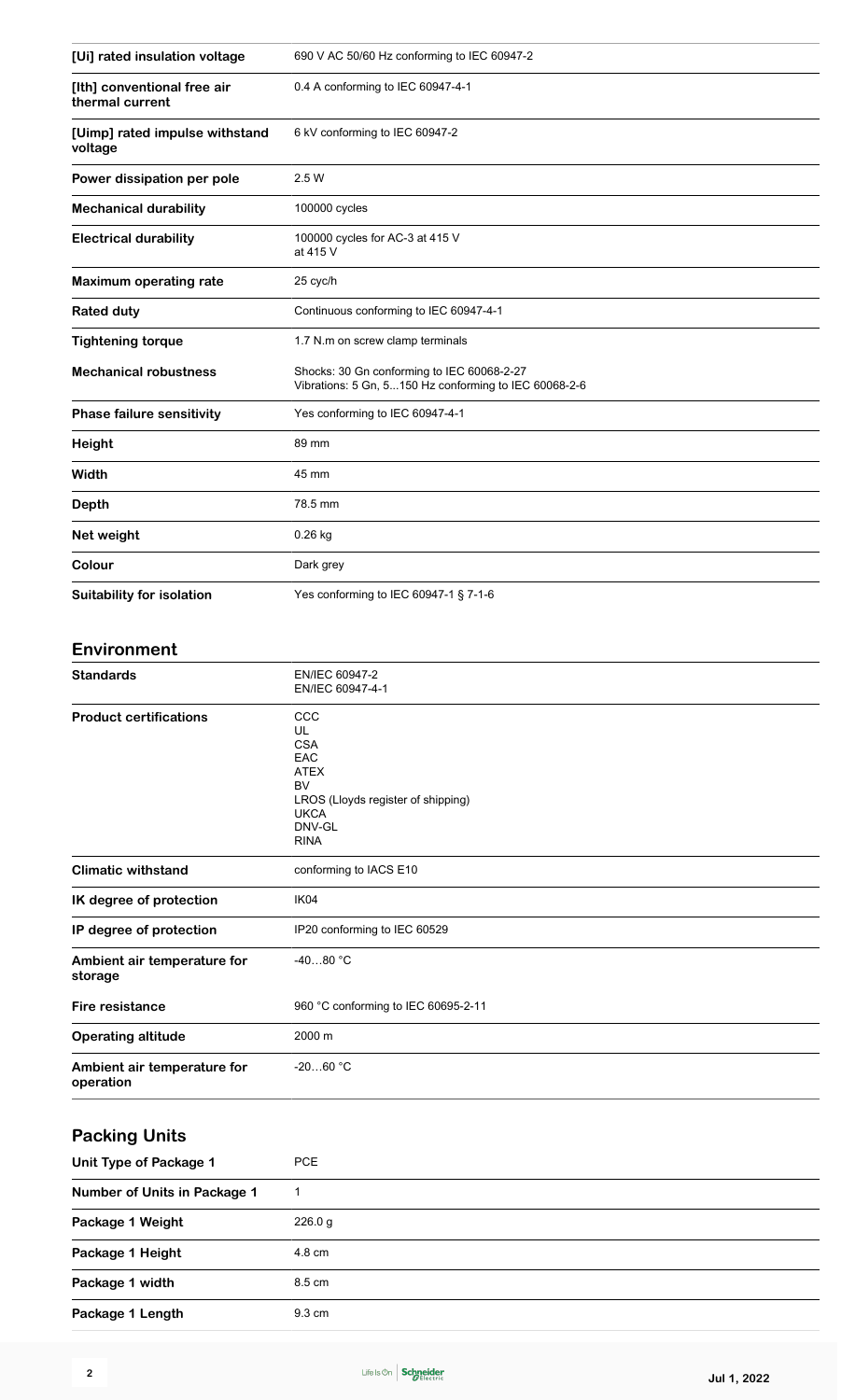| | |
|---|---|
| [Ui] rated insulation voltage | 690 V AC 50/60 Hz conforming to IEC 60947-2 |
| [Ith] conventional free air thermal current | 0.4 A conforming to IEC 60947-4-1 |
| [Uimp] rated impulse withstand voltage | 6 kV conforming to IEC 60947-2 |
| Power dissipation per pole | 2.5 W |
| Mechanical durability | 100000 cycles |
| Electrical durability | 100000 cycles for AC-3 at 415 V<br>at 415 V |
| Maximum operating rate | 25 cyc/h |
| Rated duty | Continuous conforming to IEC 60947-4-1 |
| Tightening torque | 1.7 N.m on screw clamp terminals |
| Mechanical robustness | Shocks: 30 Gn conforming to IEC 60068-2-27<br>Vibrations: 5 Gn, 5...150 Hz conforming to IEC 60068-2-6 |
| Phase failure sensitivity | Yes conforming to IEC 60947-4-1 |
| Height | 89 mm |
| Width | 45 mm |
| Depth | 78.5 mm |
| Net weight | 0.26 kg |
| Colour | Dark grey |
| Suitability for isolation | Yes conforming to IEC 60947-1 § 7-1-6 |

## Environment

| | |
|---|---|
| Standards | EN/IEC 60947-2<br>EN/IEC 60947-4-1 |
| Product certifications | CCC<br>UL<br>CSA<br>EAC<br>ATEX<br>BV<br>LROS (Lloyds register of shipping)<br>UKCA<br>DNV-GL<br>RINA |
| Climatic withstand | conforming to IACS E10 |
| IK degree of protection | IK04 |
| IP degree of protection | IP20 conforming to IEC 60529 |
| Ambient air temperature for storage | -40…80 °C |
| Fire resistance | 960 °C conforming to IEC 60695-2-11 |
| Operating altitude | 2000 m |
| Ambient air temperature for operation | -20…60 °C |

## Packing Units

| | |
|---|---|
| Unit Type of Package 1 | PCE |
| Number of Units in Package 1 | 1 |
| Package 1 Weight | 226.0 g |
| Package 1 Height | 4.8 cm |
| Package 1 width | 8.5 cm |
| Package 1 Length | 9.3 cm |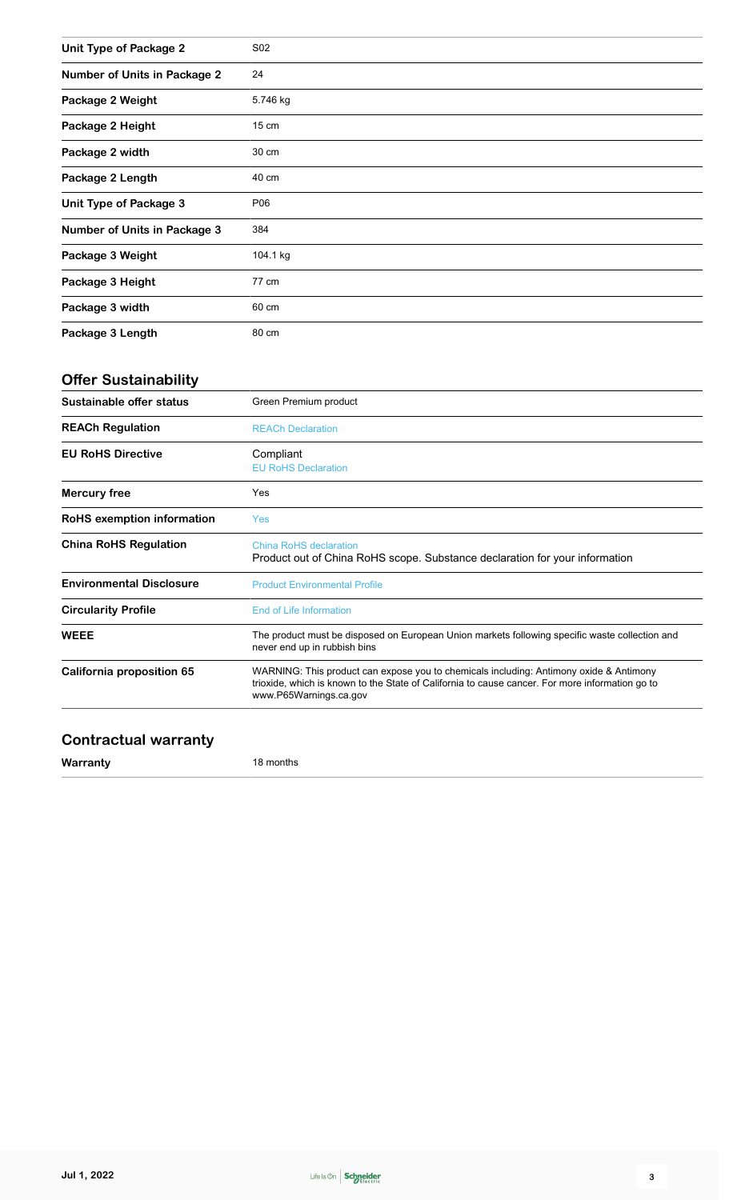| | |
|---|---|
| **Unit Type of Package 2** | S02 |
| **Number of Units in Package 2** | 24 |
| **Package 2 Weight** | 5.746 kg |
| **Package 2 Height** | 15 cm |
| **Package 2 width** | 30 cm |
| **Package 2 Length** | 40 cm |
| **Unit Type of Package 3** | P06 |
| **Number of Units in Package 3** | 384 |
| **Package 3 Weight** | 104.1 kg |
| **Package 3 Height** | 77 cm |
| **Package 3 width** | 60 cm |
| **Package 3 Length** | 80 cm |

## Offer Sustainability

| | |
|---|---|
| **Sustainable offer status** | Green Premium product |
| **REACh Regulation** | REACh Declaration |
| **EU RoHS Directive** | Compliant<br>EU RoHS Declaration |
| **Mercury free** | Yes |
| **RoHS exemption information** | Yes |
| **China RoHS Regulation** | China RoHS declaration<br>Product out of China RoHS scope. Substance declaration for your information |
| **Environmental Disclosure** | Product Environmental Profile |
| **Circularity Profile** | End of Life Information |
| **WEEE** | The product must be disposed on European Union markets following specific waste collection and never end up in rubbish bins |
| **California proposition 65** | WARNING: This product can expose you to chemicals including: Antimony oxide & Antimony trioxide, which is known to the State of California to cause cancer. For more information go to www.P65Warnings.ca.gov |

## Contractual warranty

| | |
|---|---|
| **Warranty** | 18 months |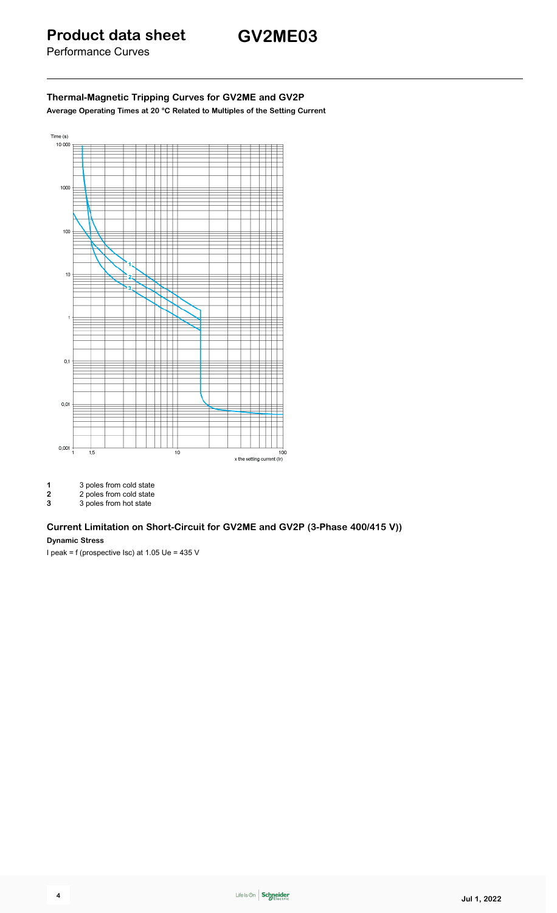# Product data sheet

Performance Curves

## GV2ME03

### Thermal-Magnetic Tripping Curves for GV2ME and GV2P

**Average Operating Times at 20 °C Related to Multiples of the Setting Current**

Time (s)

x the setting current (Ir)

**1** 3 poles from cold state
**2** 2 poles from cold state
**3** 3 poles from hot state

### Current Limitation on Short-Circuit for GV2ME and GV2P (3-Phase 400/415 V))

**Dynamic Stress**

I peak = f (prospective Isc) at 1.05 Ue = 435 V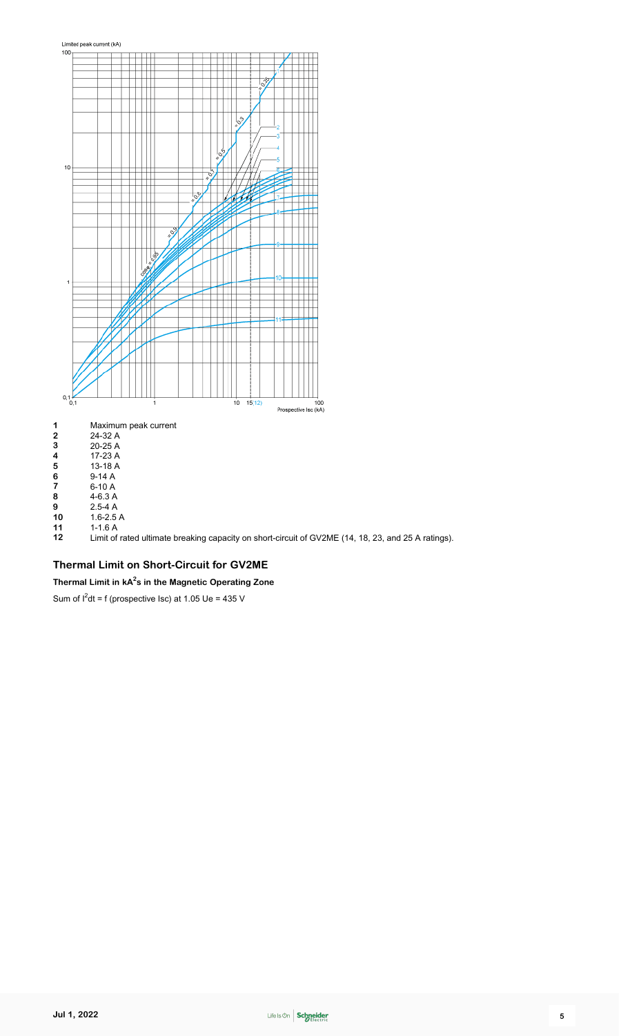Limited peak current (kA)

Prospective Isc (kA)

| | |
|---|---|
| **1** | Maximum peak current |
| **2** | 24-32 A |
| **3** | 20-25 A |
| **4** | 17-23 A |
| **5** | 13-18 A |
| **6** | 9-14 A |
| **7** | 6-10 A |
| **8** | 4-6.3 A |
| **9** | 2.5-4 A |
| **10** | 1.6-2.5 A |
| **11** | 1-1.6 A |
| **12** | Limit of rated ultimate breaking capacity on short-circuit of GV2ME (14, 18, 23, and 25 A ratings). |

## Thermal Limit on Short-Circuit for GV2ME

### Thermal Limit in $kA^2s$ in the Magnetic Operating Zone

Sum of $I^2dt$ = f (prospective Isc) at 1.05 Ue = 435 V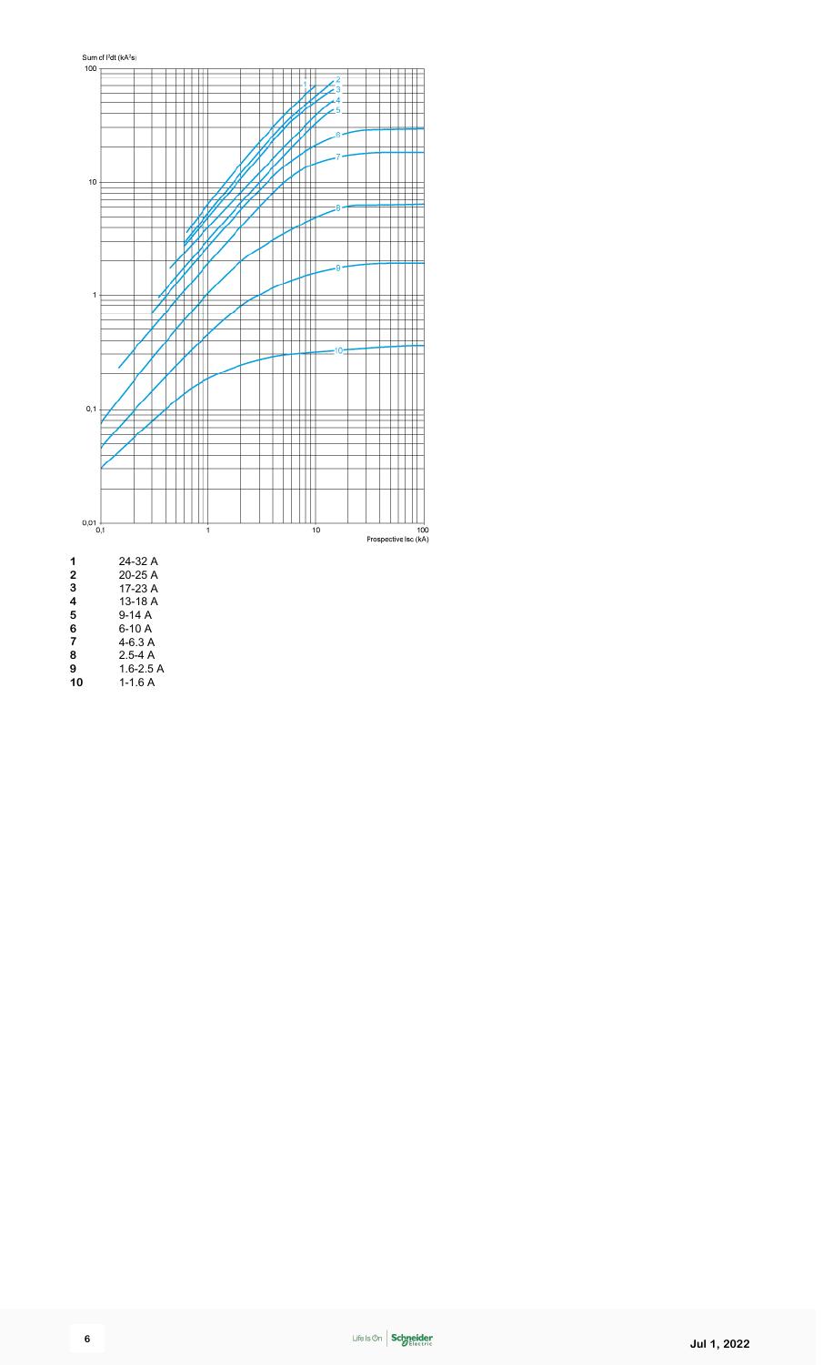Sum of I²dt (kA²s)

Prospective Isc (kA)

| | |
|---|---|
| **1** | 24-32 A |
| **2** | 20-25 A |
| **3** | 17-23 A |
| **4** | 13-18 A |
| **5** | 9-14 A |
| **6** | 6-10 A |
| **7** | 4-6.3 A |
| **8** | 2.5-4 A |
| **9** | 1.6-2.5 A |
| **10** | 1-1.6 A |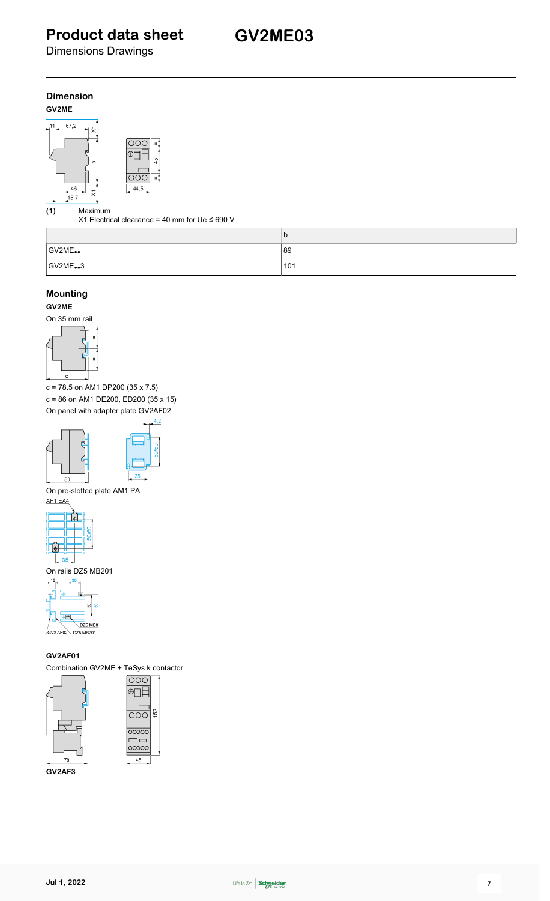# Product data sheet

Dimensions Drawings

# GV2ME03

## Dimension

**GV2ME**

(1) Maximum
X1 Electrical clearance = 40 mm for Ue ≤ 690 V

| | b |
|---|---|
| GV2ME•• | 89 |
| GV2ME••3 | 101 |

## Mounting

**GV2ME**

On 35 mm rail

c = 78.5 on AM1 DP200 (35 x 7.5)

c = 86 on AM1 DE200, ED200 (35 x 15)

On panel with adapter plate GV2AF02

On pre-slotted plate AM1 PA

On rails DZ5 MB201

**GV2AF01**

Combination GV2ME + TeSys k contactor

**GV2AF3**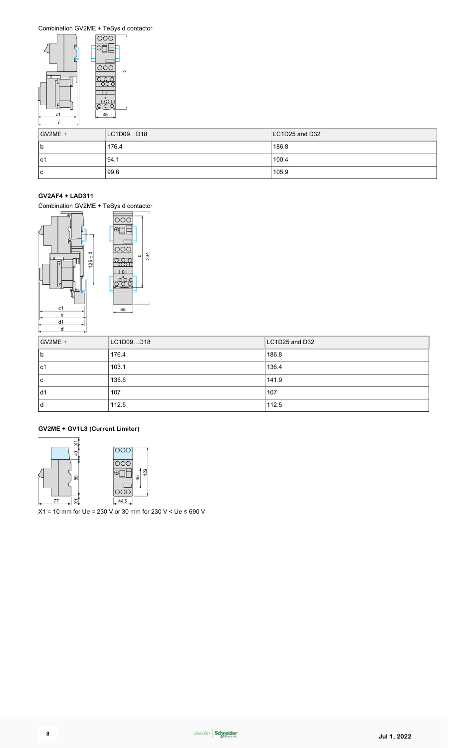Combination GV2ME + TeSys d contactor

| GV2ME + | LC1D09…D18 | LC1D25 and D32 |
|---|---|---|
| b | 176.4 | 186.8 |
| c1 | 94.1 | 100.4 |
| c | 99.6 | 105.9 |

**GV2AF4 + LAD311**

Combination GV2ME + TeSys d contactor

| GV2ME + | LC1D09…D18 | LC1D25 and D32 |
|---|---|---|
| b | 176.4 | 186.8 |
| c1 | 103.1 | 136.4 |
| c | 135.6 | 141.9 |
| d1 | 107 | 107 |
| d | 112.5 | 112.5 |

**GV2ME + GV1L3 (Current Limiter)**

X1 = 10 mm for Ue = 230 V or 30 mm for 230 V < Ue ≤ 690 V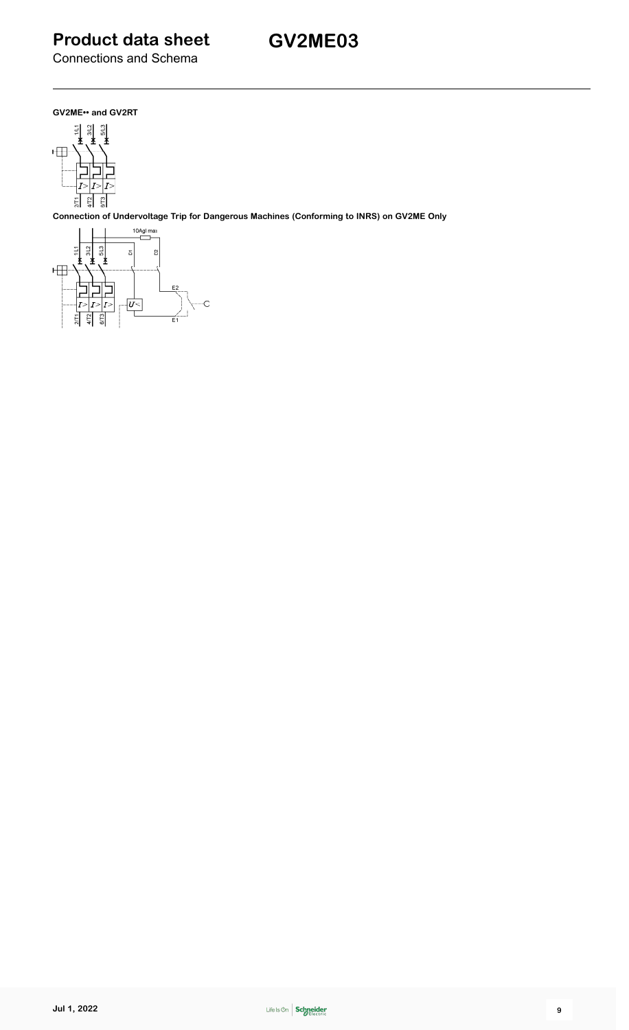# Product data sheet

Connections and Schema

# GV2ME03

**GV2ME•• and GV2RT**

1/L1
3/L2
5/L3
I>
I>
I>
2/T1
4/T2
6/T3

**Connection of Undervoltage Trip for Dangerous Machines (Conforming to INRS) on GV2ME Only**

10Agl max
D1
D2
1/L1
3/L2
5/L3
I>
I>
I>
U<
E2
E1
2/T1
4/T2
6/T3